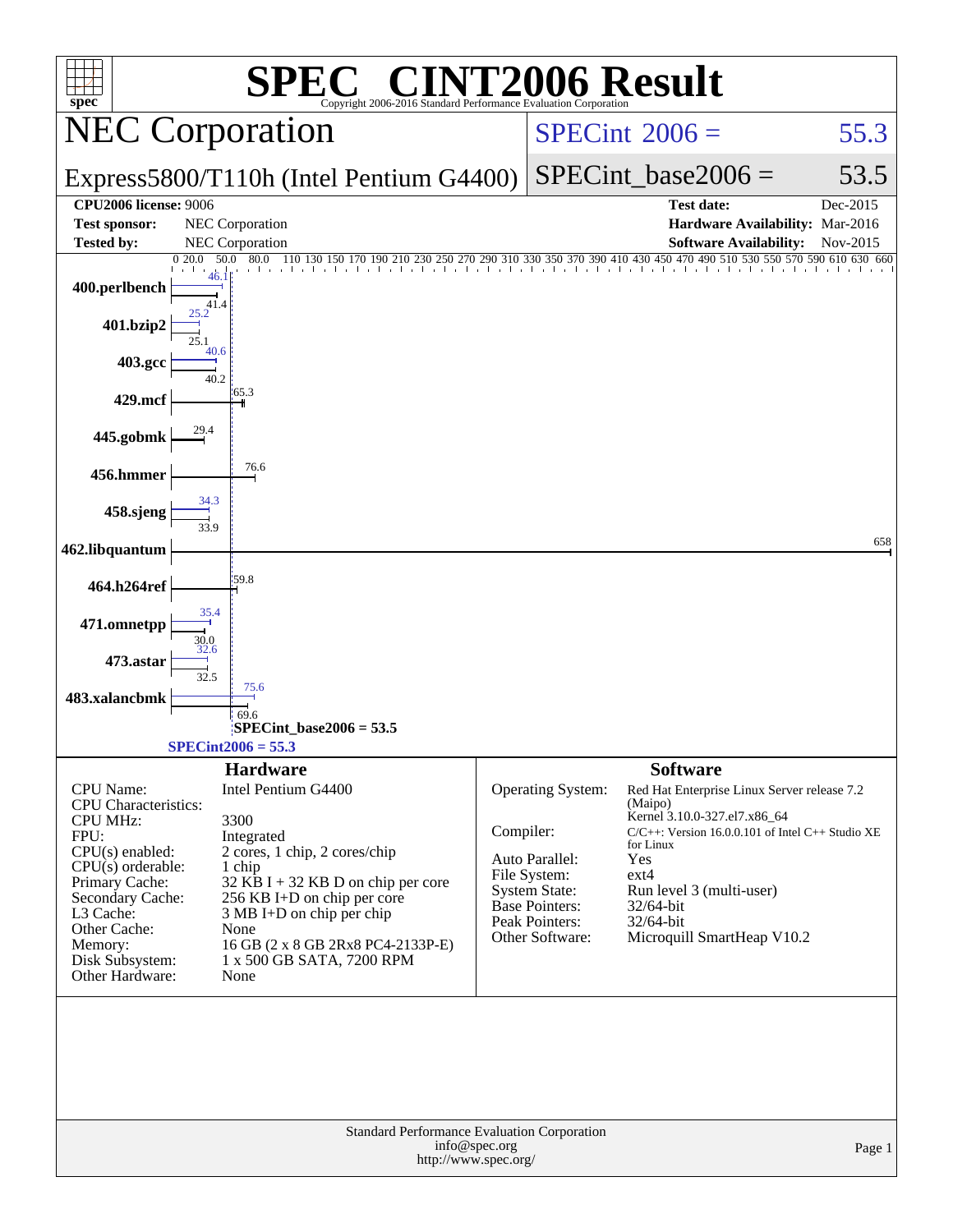# SPEC® CINT2006 Result

Copyright 2006-2016 Standard Performance Evaluation Corporation

## NEC Corporation

Express5800/T110h (Intel Pentium G4400)

SPECint 2006 = 55.3

SPECint_base2006 = 53.5

**CPU2006 license:** 9006

**Test sponsor:** NEC Corporation

**Tested by:** NEC Corporation

**Test date:** Dec-2015

**Hardware Availability:** Mar-2016

**Software Availability:** Nov-2015

| Benchmark | Peak | Base |
|---|---|---|
| 400.perlbench | 46.1 | 41.4 |
| 401.bzip2 | 25.2 | 25.1 |
| 403.gcc | 40.6 | 40.2 |
| 429.mcf | | 65.3 |
| 445.gobmk | | 29.4 |
| 456.hmmer | | 76.6 |
| 458.sjeng | 34.3 | 33.9 |
| 462.libquantum | | 658 |
| 464.h264ref | | 59.8 |
| 471.omnetpp | 35.4 | 30.0 |
| 473.astar | 32.6 | 32.5 |
| 483.xalancbmk | 75.6 | 69.6 |

SPECint_base2006 = 53.5

SPECint2006 = 55.3

### Hardware

| | |
|---|---|
| CPU Name: | Intel Pentium G4400 |
| CPU Characteristics: | |
| CPU MHz: | 3300 |
| FPU: | Integrated |
| CPU(s) enabled: | 2 cores, 1 chip, 2 cores/chip |
| CPU(s) orderable: | 1 chip |
| Primary Cache: | 32 KB I + 32 KB D on chip per core |
| Secondary Cache: | 256 KB I+D on chip per core |
| L3 Cache: | 3 MB I+D on chip per chip |
| Other Cache: | None |
| Memory: | 16 GB (2 x 8 GB 2Rx8 PC4-2133P-E) |
| Disk Subsystem: | 1 x 500 GB SATA, 7200 RPM |
| Other Hardware: | None |

### Software

| | |
|---|---|
| Operating System: | Red Hat Enterprise Linux Server release 7.2 (Maipo) Kernel 3.10.0-327.el7.x86_64 |
| Compiler: | C/C++: Version 16.0.0.101 of Intel C++ Studio XE for Linux |
| Auto Parallel: | Yes |
| File System: | ext4 |
| System State: | Run level 3 (multi-user) |
| Base Pointers: | 32/64-bit |
| Peak Pointers: | 32/64-bit |
| Other Software: | Microquill SmartHeap V10.2 |

Standard Performance Evaluation Corporation
info@spec.org
http://www.spec.org/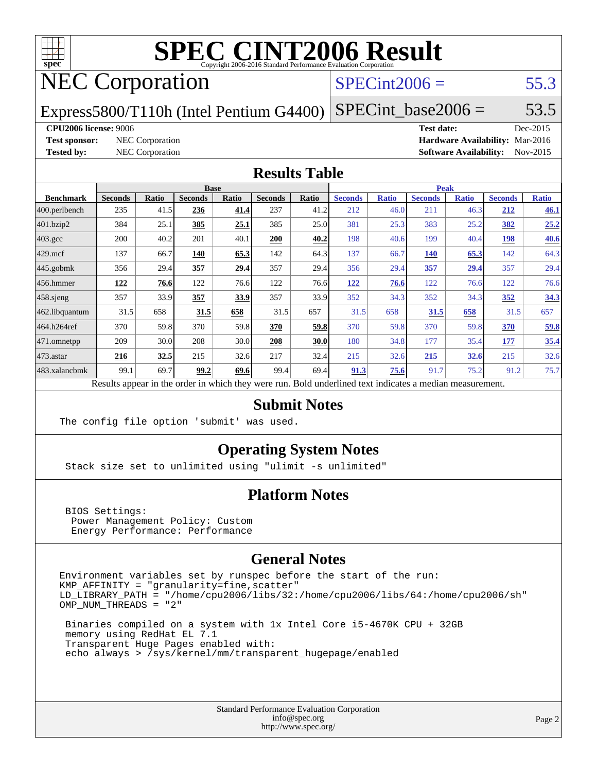# SPEC CINT2006 Result

Copyright 2006-2016 Standard Performance Evaluation Corporation

## NEC Corporation

Express5800/T110h (Intel Pentium G4400)

SPECint2006 = 55.3

SPECint_base2006 = 53.5

**CPU2006 license:** 9006
**Test sponsor:** NEC Corporation
**Tested by:** NEC Corporation
**Test date:** Dec-2015
**Hardware Availability:** Mar-2016
**Software Availability:** Nov-2015

## Results Table

| Benchmark | Base | | | | | | Peak | | | | | |
|---|---|---|---|---|---|---|---|---|---|---|---|---|
| | Seconds | Ratio | Seconds | Ratio | Seconds | Ratio | Seconds | Ratio | Seconds | Ratio | Seconds | Ratio |
| 400.perlbench | 235 | 41.5 | **236** | **41.4** | 237 | 41.2 | 212 | 46.0 | 211 | 46.3 | **212** | **46.1** |
| 401.bzip2 | 384 | 25.1 | **385** | **25.1** | 385 | 25.0 | 381 | 25.3 | 383 | 25.2 | **382** | **25.2** |
| 403.gcc | 200 | 40.2 | 201 | 40.1 | **200** | **40.2** | 198 | 40.6 | 199 | 40.4 | **198** | **40.6** |
| 429.mcf | 137 | 66.7 | **140** | **65.3** | 142 | 64.3 | 137 | 66.7 | **140** | **65.3** | 142 | 64.3 |
| 445.gobmk | 356 | 29.4 | **357** | **29.4** | 357 | 29.4 | 356 | 29.4 | **357** | **29.4** | 357 | 29.4 |
| 456.hmmer | **122** | **76.6** | 122 | 76.6 | 122 | 76.6 | **122** | **76.6** | 122 | 76.6 | 122 | 76.6 |
| 458.sjeng | 357 | 33.9 | **357** | **33.9** | 357 | 33.9 | 352 | 34.3 | 352 | 34.3 | **352** | **34.3** |
| 462.libquantum | 31.5 | 658 | **31.5** | **658** | 31.5 | 657 | 31.5 | 658 | **31.5** | **658** | 31.5 | 657 |
| 464.h264ref | 370 | 59.8 | 370 | 59.8 | **370** | **59.8** | 370 | 59.8 | 370 | 59.8 | **370** | **59.8** |
| 471.omnetpp | 209 | 30.0 | 208 | 30.0 | **208** | **30.0** | 180 | 34.8 | 177 | 35.4 | **177** | **35.4** |
| 473.astar | **216** | **32.5** | 215 | 32.6 | 217 | 32.4 | 215 | 32.6 | **215** | **32.6** | 215 | 32.6 |
| 483.xalancbmk | 99.1 | 69.7 | **99.2** | **69.6** | 99.4 | 69.4 | **91.3** | **75.6** | 91.7 | 75.2 | 91.2 | 75.7 |

Results appear in the order in which they were run. Bold underlined text indicates a median measurement.

## Submit Notes

```
The config file option 'submit' was used.
```

## Operating System Notes

```
Stack size set to unlimited using "ulimit -s unlimited"
```

## Platform Notes

```
BIOS Settings:
 Power Management Policy: Custom
 Energy Performance: Performance
```

## General Notes

```
Environment variables set by runspec before the start of the run:
KMP_AFFINITY = "granularity=fine,scatter"
LD_LIBRARY_PATH = "/home/cpu2006/libs/32:/home/cpu2006/libs/64:/home/cpu2006/sh"
OMP_NUM_THREADS = "2"

 Binaries compiled on a system with 1x Intel Core i5-4670K CPU + 32GB
 memory using RedHat EL 7.1
 Transparent Huge Pages enabled with:
 echo always > /sys/kernel/mm/transparent_hugepage/enabled
```

Standard Performance Evaluation Corporation
info@spec.org
http://www.spec.org/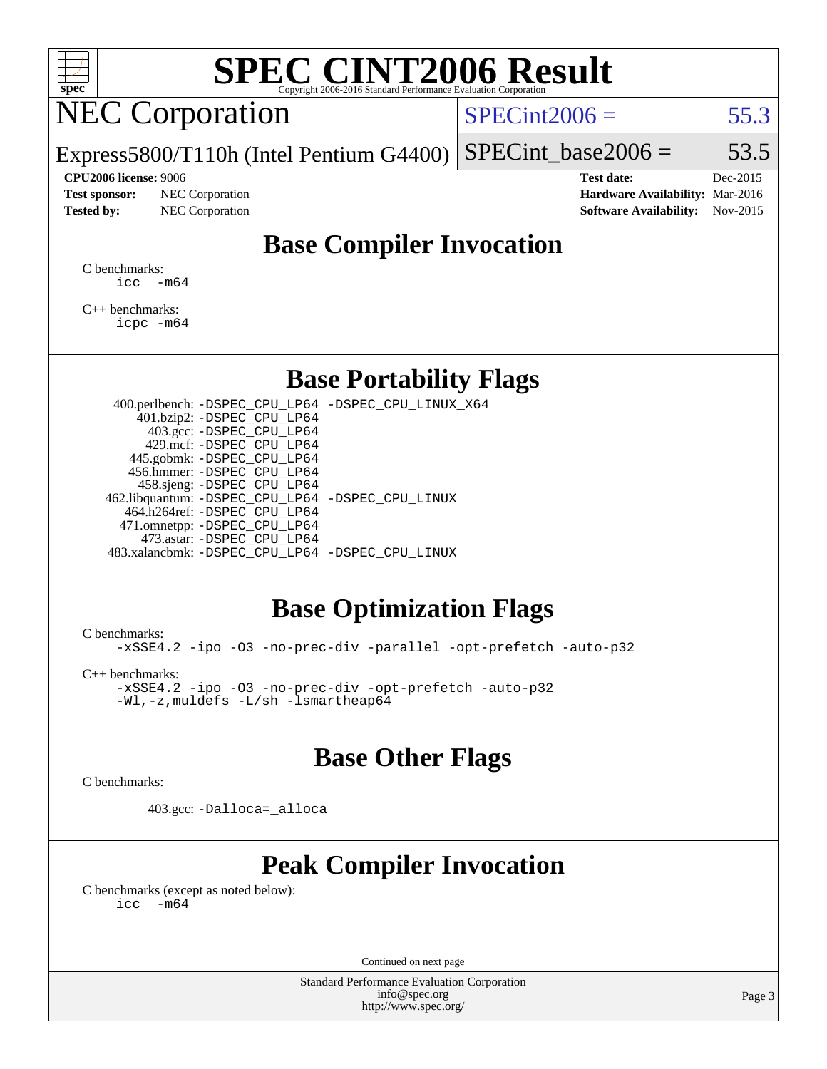# SPEC CINT2006 Result

Copyright 2006-2016 Standard Performance Evaluation Corporation

## NEC Corporation

Express5800/T110h (Intel Pentium G4400)

SPECint2006 = 55.3

SPECint_base2006 = 53.5

| | | | |
|---|---|---|---|
| **CPU2006 license:** 9006 | | **Test date:** | Dec-2015 |
| **Test sponsor:** | NEC Corporation | **Hardware Availability:** | Mar-2016 |
| **Tested by:** | NEC Corporation | **Software Availability:** | Nov-2015 |

## Base Compiler Invocation

C benchmarks:

```
icc  -m64
```

C++ benchmarks:

```
icpc -m64
```

## Base Portability Flags

| Benchmark | Flags |
|---|---|
| 400.perlbench: | -DSPEC_CPU_LP64 -DSPEC_CPU_LINUX_X64 |
| 401.bzip2: | -DSPEC_CPU_LP64 |
| 403.gcc: | -DSPEC_CPU_LP64 |
| 429.mcf: | -DSPEC_CPU_LP64 |
| 445.gobmk: | -DSPEC_CPU_LP64 |
| 456.hmmer: | -DSPEC_CPU_LP64 |
| 458.sjeng: | -DSPEC_CPU_LP64 |
| 462.libquantum: | -DSPEC_CPU_LP64 -DSPEC_CPU_LINUX |
| 464.h264ref: | -DSPEC_CPU_LP64 |
| 471.omnetpp: | -DSPEC_CPU_LP64 |
| 473.astar: | -DSPEC_CPU_LP64 |
| 483.xalancbmk: | -DSPEC_CPU_LP64 -DSPEC_CPU_LINUX |

## Base Optimization Flags

C benchmarks:

```
-xSSE4.2 -ipo -O3 -no-prec-div -parallel -opt-prefetch -auto-p32
```

C++ benchmarks:

```
-xSSE4.2 -ipo -O3 -no-prec-div -opt-prefetch -auto-p32
-Wl,-z,muldefs -L/sh -lsmartheap64
```

## Base Other Flags

C benchmarks:

403.gcc: `-Dalloca=_alloca`

## Peak Compiler Invocation

C benchmarks (except as noted below):

```
icc  -m64
```

Continued on next page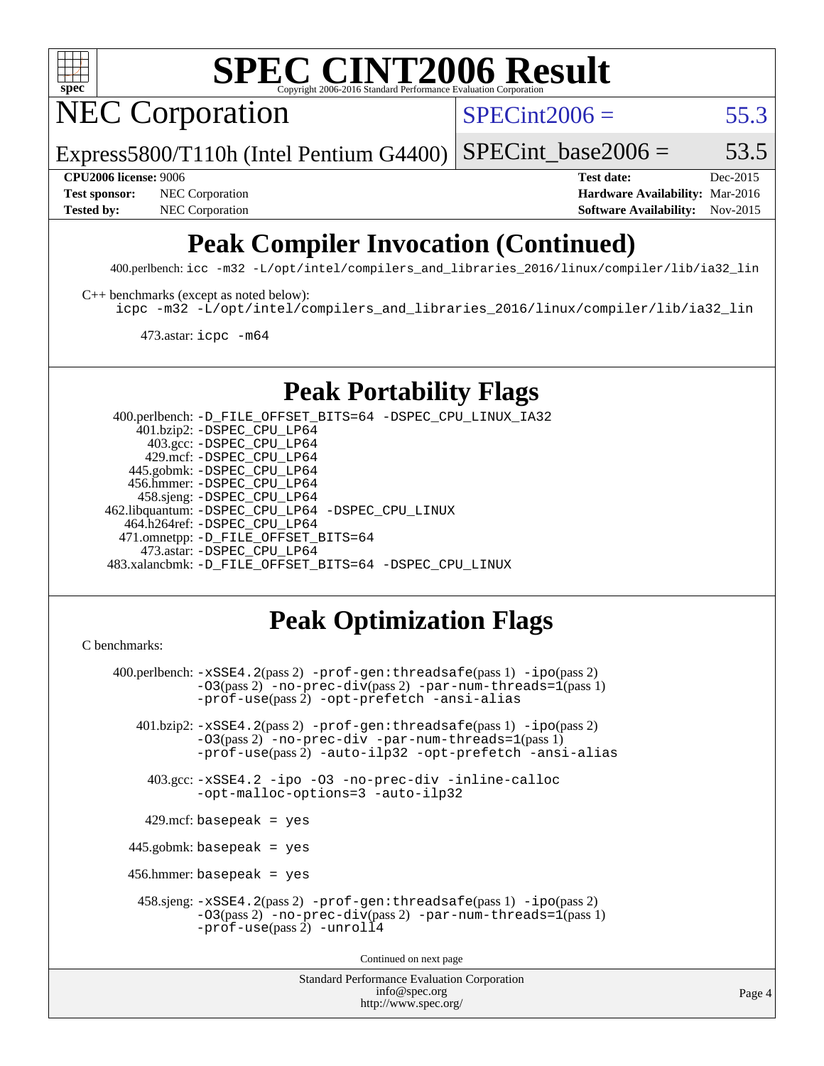# Peak Compiler Invocation (Continued)

400.perlbench: `icc -m32 -L/opt/intel/compilers_and_libraries_2016/linux/compiler/lib/ia32_lin`

C++ benchmarks (except as noted below):
`icpc -m32 -L/opt/intel/compilers_and_libraries_2016/linux/compiler/lib/ia32_lin`

473.astar: `icpc -m64`

# Peak Portability Flags

400.perlbench: `-D_FILE_OFFSET_BITS=64 -DSPEC_CPU_LINUX_IA32`
401.bzip2: `-DSPEC_CPU_LP64`
403.gcc: `-DSPEC_CPU_LP64`
429.mcf: `-DSPEC_CPU_LP64`
445.gobmk: `-DSPEC_CPU_LP64`
456.hmmer: `-DSPEC_CPU_LP64`
458.sjeng: `-DSPEC_CPU_LP64`
462.libquantum: `-DSPEC_CPU_LP64 -DSPEC_CPU_LINUX`
464.h264ref: `-DSPEC_CPU_LP64`
471.omnetpp: `-D_FILE_OFFSET_BITS=64`
473.astar: `-DSPEC_CPU_LP64`
483.xalancbmk: `-D_FILE_OFFSET_BITS=64 -DSPEC_CPU_LINUX`

# Peak Optimization Flags

C benchmarks:

400.perlbench: `-xSSE4.2`(pass 2) `-prof-gen:threadsafe`(pass 1) `-ipo`(pass 2) `-O3`(pass 2) `-no-prec-div`(pass 2) `-par-num-threads=1`(pass 1) `-prof-use`(pass 2) `-opt-prefetch -ansi-alias`

401.bzip2: `-xSSE4.2`(pass 2) `-prof-gen:threadsafe`(pass 1) `-ipo`(pass 2) `-O3`(pass 2) `-no-prec-div -par-num-threads=1`(pass 1) `-prof-use`(pass 2) `-auto-ilp32 -opt-prefetch -ansi-alias`

403.gcc: `-xSSE4.2 -ipo -O3 -no-prec-div -inline-calloc -opt-malloc-options=3 -auto-ilp32`

429.mcf: `basepeak = yes`

445.gobmk: `basepeak = yes`

456.hmmer: `basepeak = yes`

458.sjeng: `-xSSE4.2`(pass 2) `-prof-gen:threadsafe`(pass 1) `-ipo`(pass 2) `-O3`(pass 2) `-no-prec-div`(pass 2) `-par-num-threads=1`(pass 1) `-prof-use`(pass 2) `-unroll4`

Continued on next page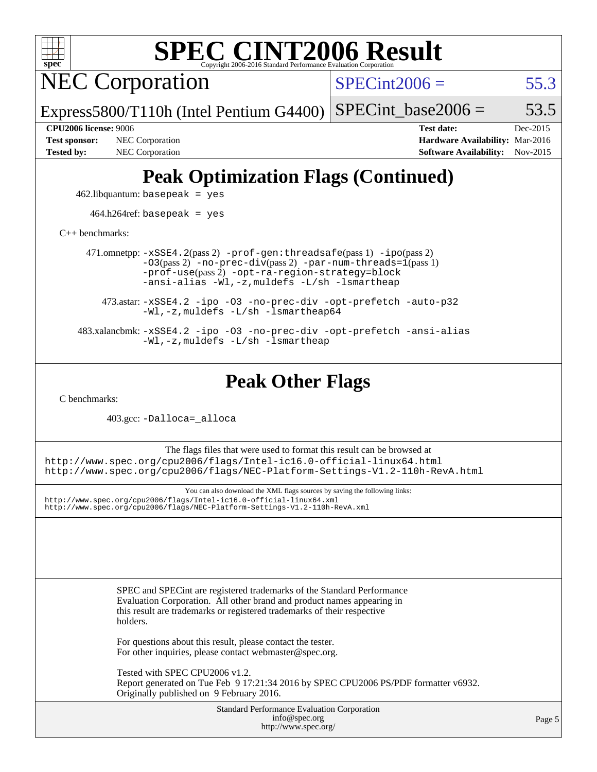# Peak Optimization Flags (Continued)

462.libquantum: basepeak = yes

464.h264ref: basepeak = yes

C++ benchmarks:

471.omnetpp: -xSSE4.2(pass 2) -prof-gen:threadsafe(pass 1) -ipo(pass 2) -O3(pass 2) -no-prec-div(pass 2) -par-num-threads=1(pass 1) -prof-use(pass 2) -opt-ra-region-strategy=block -ansi-alias -Wl,-z,muldefs -L/sh -lsmartheap

473.astar: -xSSE4.2 -ipo -O3 -no-prec-div -opt-prefetch -auto-p32 -Wl,-z,muldefs -L/sh -lsmartheap64

483.xalancbmk: -xSSE4.2 -ipo -O3 -no-prec-div -opt-prefetch -ansi-alias -Wl,-z,muldefs -L/sh -lsmartheap

# Peak Other Flags

C benchmarks:

403.gcc: -Dalloca=_alloca

The flags files that were used to format this result can be browsed at
http://www.spec.org/cpu2006/flags/Intel-ic16.0-official-linux64.html
http://www.spec.org/cpu2006/flags/NEC-Platform-Settings-V1.2-110h-RevA.html

You can also download the XML flags sources by saving the following links:
http://www.spec.org/cpu2006/flags/Intel-ic16.0-official-linux64.xml
http://www.spec.org/cpu2006/flags/NEC-Platform-Settings-V1.2-110h-RevA.xml

SPEC and SPECint are registered trademarks of the Standard Performance Evaluation Corporation. All other brand and product names appearing in this result are trademarks or registered trademarks of their respective holders.

For questions about this result, please contact the tester.
For other inquiries, please contact webmaster@spec.org.

Tested with SPEC CPU2006 v1.2.
Report generated on Tue Feb 9 17:21:34 2016 by SPEC CPU2006 PS/PDF formatter v6932.
Originally published on 9 February 2016.